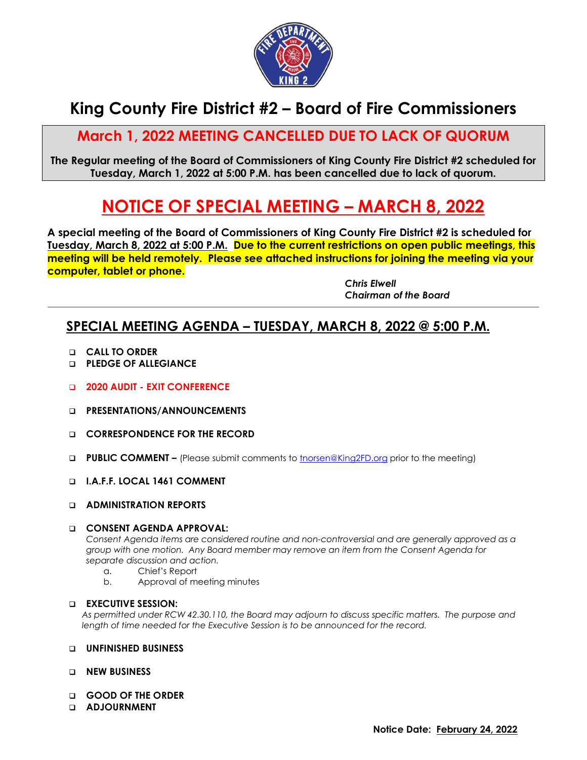# King County Fire District #2 – Board of Fire Commissioners

## March 1, 2022 MEETING CANCELLED DUE TO LACK OF QUORUM

**The Regular meeting of the Board of Commissioners of King County Fire District #2 scheduled for Tuesday, March 1, 2022 at 5:00 P.M. has been cancelled due to lack of quorum.**

## NOTICE OF SPECIAL MEETING – MARCH 8, 2022

**A special meeting of the Board of Commissioners of King County Fire District #2 is scheduled for Tuesday, March 8, 2022 at 5:00 P.M. Due to the current restrictions on open public meetings, this meeting will be held remotely. Please see attached instructions for joining the meeting via your computer, tablet or phone.**

***Chris Elwell***
***Chairman of the Board***

---

## SPECIAL MEETING AGENDA – TUESDAY, MARCH 8, 2022 @ 5:00 P.M.

- **CALL TO ORDER**
- **PLEDGE OF ALLEGIANCE**
- **2020 AUDIT - EXIT CONFERENCE**
- **PRESENTATIONS/ANNOUNCEMENTS**
- **CORRESPONDENCE FOR THE RECORD**
- **PUBLIC COMMENT –** (Please submit comments to tnorsen@King2FD.org prior to the meeting)
- **I.A.F.F. LOCAL 1461 COMMENT**
- **ADMINISTRATION REPORTS**
- **CONSENT AGENDA APPROVAL:**
  *Consent Agenda items are considered routine and non-controversial and are generally approved as a group with one motion. Any Board member may remove an item from the Consent Agenda for separate discussion and action.*
  a. Chief's Report
  b. Approval of meeting minutes
- **EXECUTIVE SESSION:**
  *As permitted under RCW 42.30.110, the Board may adjourn to discuss specific matters. The purpose and length of time needed for the Executive Session is to be announced for the record.*
- **UNFINISHED BUSINESS**
- **NEW BUSINESS**
- **GOOD OF THE ORDER**
- **ADJOURNMENT**

**Notice Date: February 24, 2022**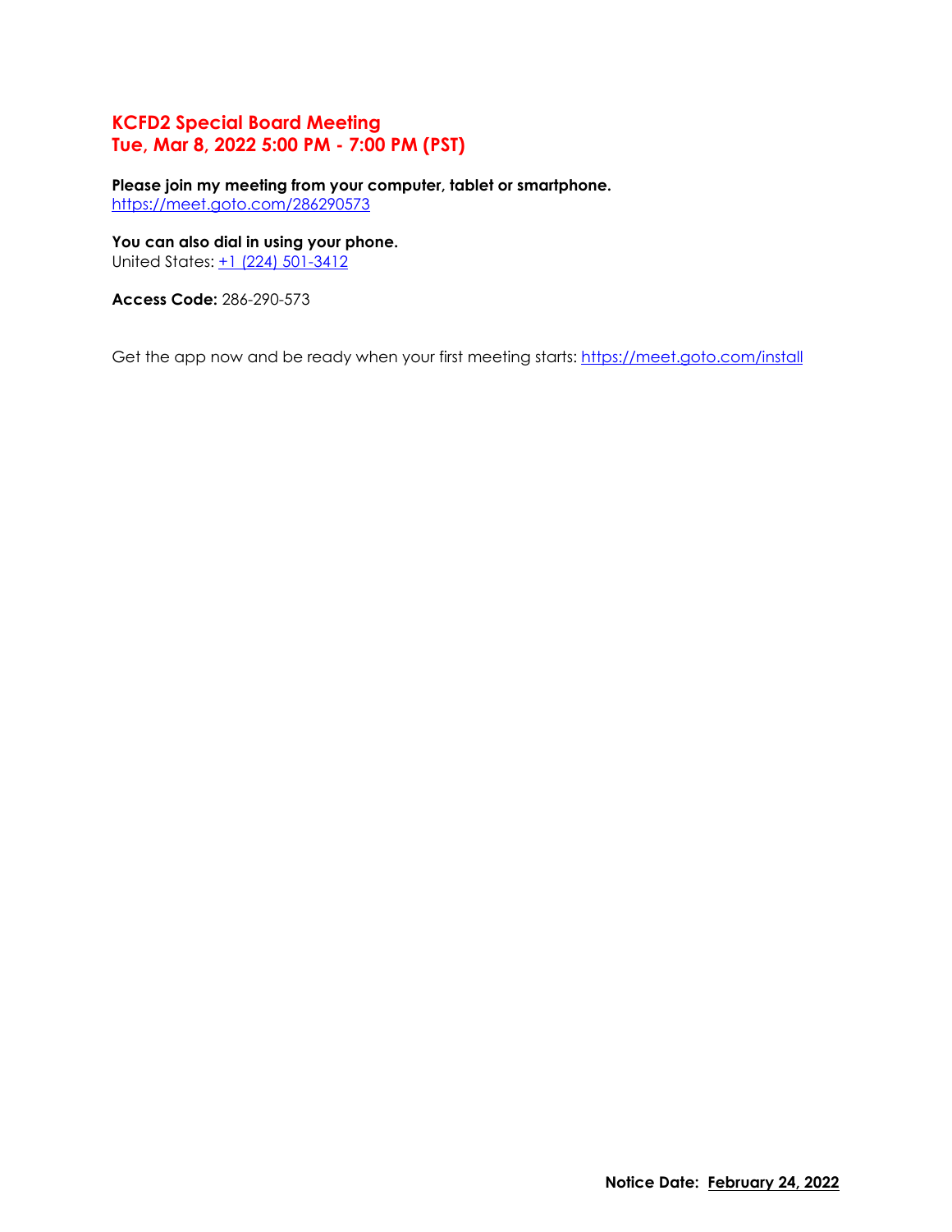## KCFD2 Special Board Meeting
## Tue, Mar 8, 2022 5:00 PM - 7:00 PM (PST)

**Please join my meeting from your computer, tablet or smartphone.**
https://meet.goto.com/286290573

**You can also dial in using your phone.**
United States: +1 (224) 501-3412

**Access Code:** 286-290-573

Get the app now and be ready when your first meeting starts: https://meet.goto.com/install

**Notice Date: February 24, 2022**